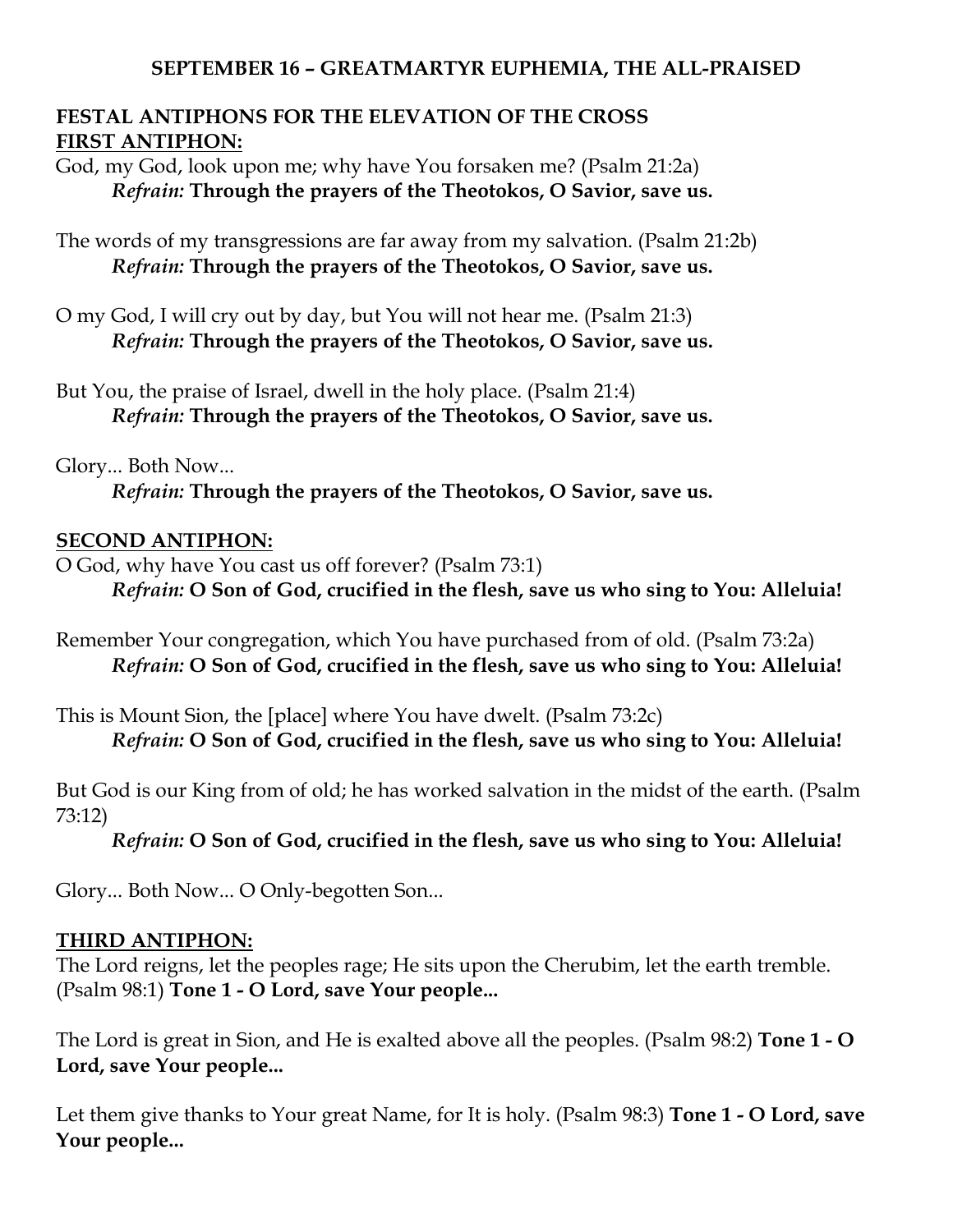## SEPTEMBER 16 – GREATMARTYR EUPHEMIA, THE ALL-PRAISED

**FESTAL ANTIPHONS FOR THE ELEVATION OF THE CROSS**

**FIRST ANTIPHON:**

God, my God, look upon me; why have You forsaken me? (Psalm 21:2a)
*Refrain:* **Through the prayers of the Theotokos, O Savior, save us.**

The words of my transgressions are far away from my salvation. (Psalm 21:2b)
*Refrain:* **Through the prayers of the Theotokos, O Savior, save us.**

O my God, I will cry out by day, but You will not hear me. (Psalm 21:3)
*Refrain:* **Through the prayers of the Theotokos, O Savior, save us.**

But You, the praise of Israel, dwell in the holy place. (Psalm 21:4)
*Refrain:* **Through the prayers of the Theotokos, O Savior, save us.**

Glory... Both Now...
*Refrain:* **Through the prayers of the Theotokos, O Savior, save us.**

**SECOND ANTIPHON:**

O God, why have You cast us off forever? (Psalm 73:1)
*Refrain:* **O Son of God, crucified in the flesh, save us who sing to You: Alleluia!**

Remember Your congregation, which You have purchased from of old. (Psalm 73:2a)
*Refrain:* **O Son of God, crucified in the flesh, save us who sing to You: Alleluia!**

This is Mount Sion, the [place] where You have dwelt. (Psalm 73:2c)
*Refrain:* **O Son of God, crucified in the flesh, save us who sing to You: Alleluia!**

But God is our King from of old; he has worked salvation in the midst of the earth. (Psalm 73:12)
*Refrain:* **O Son of God, crucified in the flesh, save us who sing to You: Alleluia!**

Glory... Both Now... O Only-begotten Son...

**THIRD ANTIPHON:**

The Lord reigns, let the peoples rage; He sits upon the Cherubim, let the earth tremble. (Psalm 98:1) **Tone 1 - O Lord, save Your people...**

The Lord is great in Sion, and He is exalted above all the peoples. (Psalm 98:2) **Tone 1 - O Lord, save Your people...**

Let them give thanks to Your great Name, for It is holy. (Psalm 98:3) **Tone 1 - O Lord, save Your people...**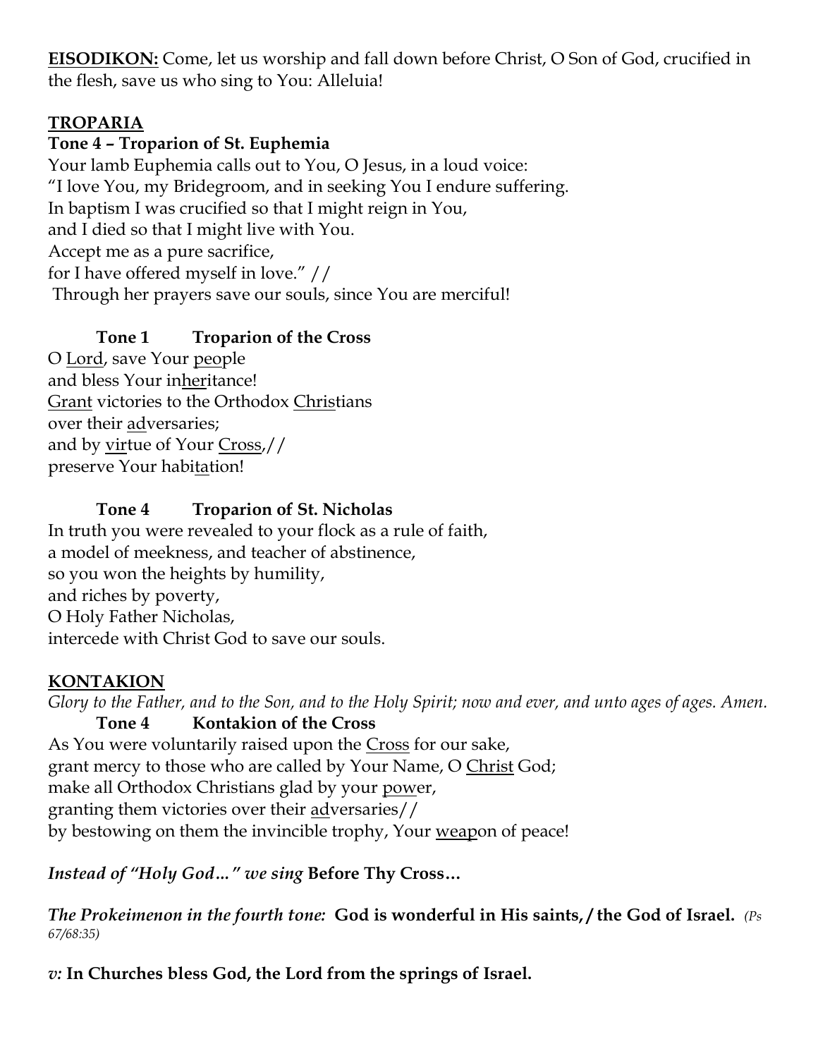**EISODIKON:** Come, let us worship and fall down before Christ, O Son of God, crucified in the flesh, save us who sing to You: Alleluia!

**TROPARIA**

**Tone 4 – Troparion of St. Euphemia**

Your lamb Euphemia calls out to You, O Jesus, in a loud voice:
"I love You, my Bridegroom, and in seeking You I endure suffering.
In baptism I was crucified so that I might reign in You,
and I died so that I might live with You.
Accept me as a pure sacrifice,
for I have offered myself in love." //
Through her prayers save our souls, since You are merciful!

**Tone 1 Troparion of the Cross**

O Lord, save Your people
and bless Your inheritance!
Grant victories to the Orthodox Christians
over their adversaries;
and by virtue of Your Cross,//
preserve Your habitation!

**Tone 4 Troparion of St. Nicholas**

In truth you were revealed to your flock as a rule of faith,
a model of meekness, and teacher of abstinence,
so you won the heights by humility,
and riches by poverty,
O Holy Father Nicholas,
intercede with Christ God to save our souls.

**KONTAKION**

*Glory to the Father, and to the Son, and to the Holy Spirit; now and ever, and unto ages of ages. Amen.*

**Tone 4 Kontakion of the Cross**

As You were voluntarily raised upon the Cross for our sake,
grant mercy to those who are called by Your Name, O Christ God;
make all Orthodox Christians glad by your power,
granting them victories over their adversaries//
by bestowing on them the invincible trophy, Your weapon of peace!

*Instead of "Holy God…" we sing* **Before Thy Cross…**

***The Prokeimenon in the fourth tone:*** **God is wonderful in His saints,/ the God of Israel.** *(Ps 67/68:35)*

*v:* **In Churches bless God, the Lord from the springs of Israel.**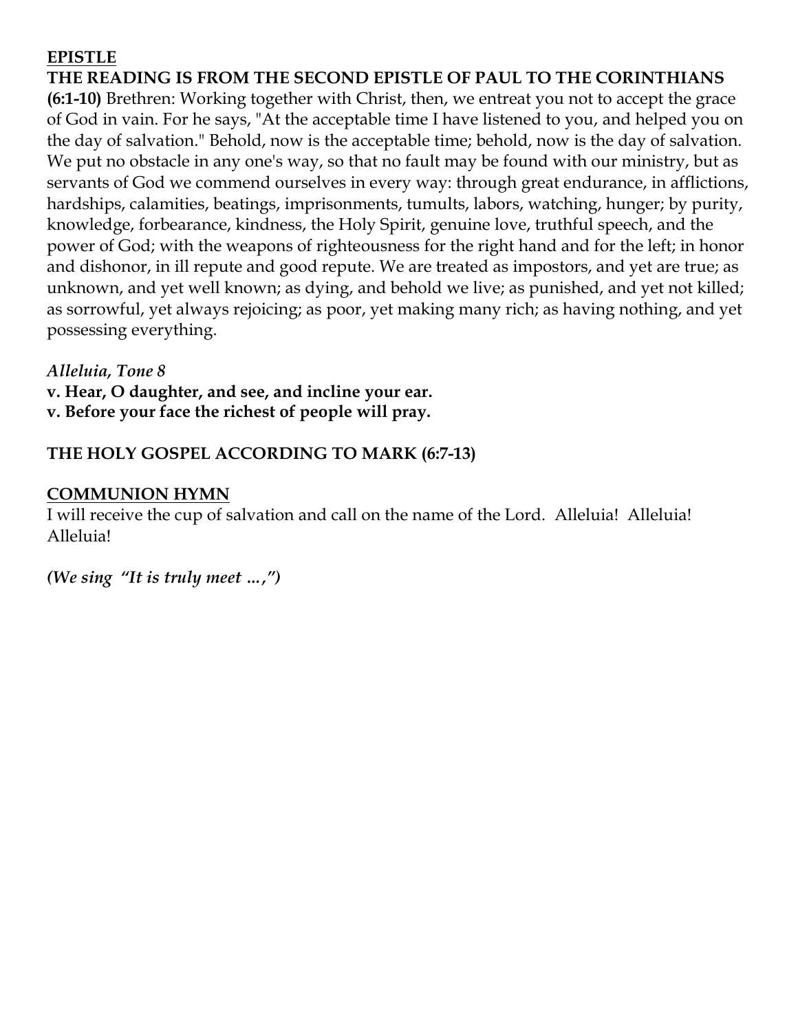**EPISTLE**

**THE READING IS FROM THE SECOND EPISTLE OF PAUL TO THE CORINTHIANS**

**(6:1-10)** Brethren: Working together with Christ, then, we entreat you not to accept the grace of God in vain. For he says, "At the acceptable time I have listened to you, and helped you on the day of salvation." Behold, now is the acceptable time; behold, now is the day of salvation. We put no obstacle in any one's way, so that no fault may be found with our ministry, but as servants of God we commend ourselves in every way: through great endurance, in afflictions, hardships, calamities, beatings, imprisonments, tumults, labors, watching, hunger; by purity, knowledge, forbearance, kindness, the Holy Spirit, genuine love, truthful speech, and the power of God; with the weapons of righteousness for the right hand and for the left; in honor and dishonor, in ill repute and good repute. We are treated as impostors, and yet are true; as unknown, and yet well known; as dying, and behold we live; as punished, and yet not killed; as sorrowful, yet always rejoicing; as poor, yet making many rich; as having nothing, and yet possessing everything.

***Alleluia, Tone 8***

**v. Hear, O daughter, and see, and incline your ear.**

**v. Before your face the richest of people will pray.**

**THE HOLY GOSPEL ACCORDING TO MARK (6:7-13)**

**COMMUNION HYMN**

I will receive the cup of salvation and call on the name of the Lord. Alleluia! Alleluia! Alleluia!

***(We sing "It is truly meet ...,")***